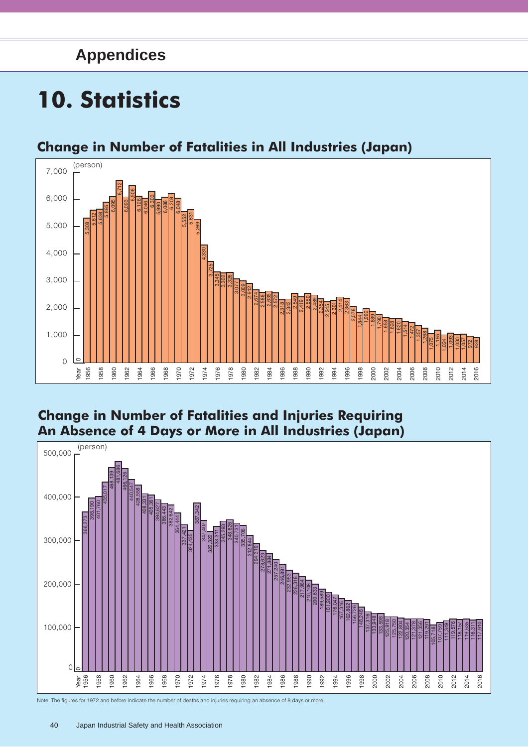## Appendices

# 10. Statistics

## Change in Number of Fatalities in All Industries (Japan)

(person)

| Year | Fatalities |
|---|---|
| 1956 | 5,308 |
| 1957 | 5,612 |
| 1958 | 5,638 |
| 1959 | 5,895 |
| 1960 | 6,095 |
| 1961 | 6,712 |
| 1962 | 6,093 |
| 1963 | 6,506 |
| 1964 | 6,126 |
| 1965 | 6,046 |
| 1966 | 6,303 |
| 1967 | 5,990 |
| 1968 | 6,088 |
| 1969 | 6,208 |
| 1970 | 6,048 |
| 1971 | 5,552 |
| 1972 | 5,631 |
| 1973 | 5,269 |
| 1974 | 4,330 |
| 1975 | 3,725 |
| 1976 | 3,345 |
| 1977 | 3,302 |
| 1978 | 3,326 |
| 1979 | 3,077 |
| 1980 | 3,009 |
| 1981 | 2,912 |
| 1982 | 2,674 |
| 1983 | 2,588 |
| 1984 | 2,635 |
| 1985 | 2,572 |
| 1986 | 2,318 |
| 1987 | 2,342 |
| 1988 | 2,549 |
| 1989 | 2,419 |
| 1990 | 2,550 |
| 1991 | 2,489 |
| 1992 | 2,354 |
| 1993 | 2,245 |
| 1994 | 2,301 |
| 1995 | 2,414 |
| 1996 | 2,363 |
| 1997 | 2,078 |
| 1998 | 1,844 |
| 1999 | 1,992 |
| 2000 | 1,889 |
| 2001 | 1,790 |
| 2002 | 1,658 |
| 2003 | 1,628 |
| 2004 | 1,620 |
| 2005 | 1,514 |
| 2006 | 1,472 |
| 2007 | 1,357 |
| 2008 | 1,268 |
| 2009 | 1,075 |
| 2010 | 1,195 |
| 2011 | 1,024 |
| 2012 | 1,093 |
| 2013 | 1,030 |
| 2014 | 1,057 |
| 2015 | 972 |
| 2016 | 928 |

## Change in Number of Fatalities and Injuries Requiring An Absence of 4 Days or More in All Industries (Japan)

(person)

| Year | Fatalities and Injuries |
|---|---|
| 1956 | 366,273 |
| 1957 | 398,190 |
| 1958 | 401,760 |
| 1959 | 435,017 |
| 1960 | 468,139 |
| 1961 | 481,686 |
| 1962 | 466,126 |
| 1963 | 440,547 |
| 1964 | 428,558 |
| 1965 | 408,331 |
| 1966 | 405,361 |
| 1967 | 394,627 |
| 1968 | 386,443 |
| 1969 | 382,642 |
| 1970 | 364,444 |
| 1971 | 337,421 |
| 1972 | 324,435 |
| 1973 | 387,342 |
| 1974 | 347,407 |
| 1975 | 322,322 |
| 1976 | 333,311 |
| 1977 | 345,293 |
| 1978 | 348,826 |
| 1979 | 340,731 |
| 1980 | 335,706 |
| 1981 | 312,844 |
| 1982 | 294,319 |
| 1983 | 278,623 |
| 1984 | 271,884 |
| 1985 | 257,240 |
| 1986 | 246,891 |
| 1987 | 232,953 |
| 1988 | 226,318 |
| 1989 | 217,964 |
| 1990 | 210,108 |
| 1991 | 200,633 |
| 1992 | 189,589 |
| 1993 | 181,900 |
| 1994 | 176,047 |
| 1995 | 167,316 |
| 1996 | 162,862 |
| 1997 | 156,726 |
| 1998 | 148,248 |
| 1999 | 137,316 |
| 2000 | 133,948 |
| 2001 | 133,598 |
| 2002 | 125,918 |
| 2003 | 125,750 |
| 2004 | 122,804 |
| 2005 | 120,354 |
| 2006 | 121,378 |
| 2007 | 121,356 |
| 2008 | 119,291 |
| 2009 | 105,718 |
| 2010 | 107,759 |
| 2011 | 111,349 |
| 2012 | 119,576 |
| 2013 | 118,157 |
| 2014 | 119,535 |
| 2015 | 116,311 |
| 2016 | 117,910 |

Note: The figures for 1972 and before indicate the number of deaths and injuries requiring an absence of 8 days or more.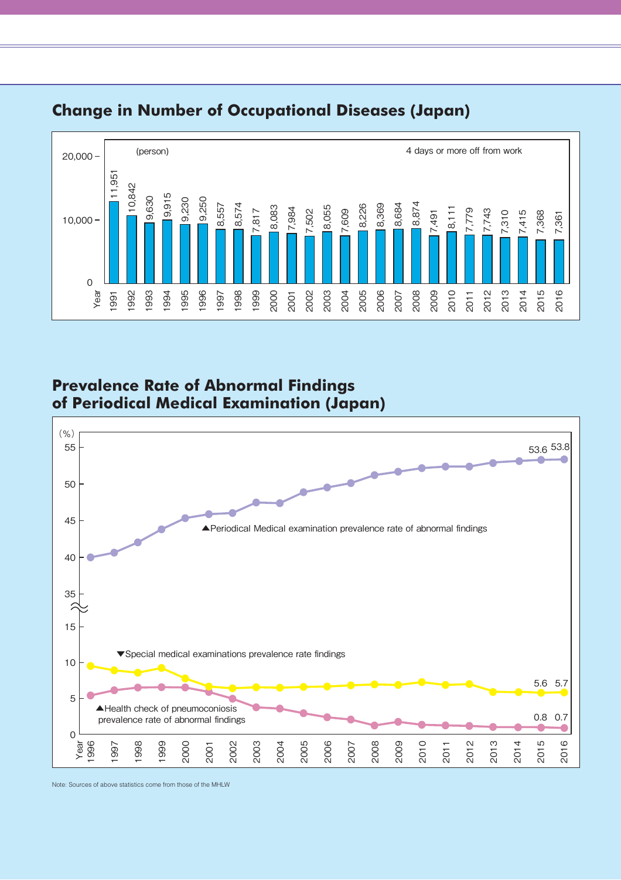## Change in Number of Occupational Diseases (Japan)

(person)

4 days or more off from work

20,000
10,000
0

Year

1991 11,951
1992 10,842
1993 9,630
1994 9,915
1995 9,230
1996 9,250
1997 8,557
1998 8,574
1999 7,817
2000 8,083
2001 7,984
2002 7,502
2003 8,055
2004 7,609
2005 8,226
2006 8,369
2007 8,684
2008 8,874
2009 7,491
2010 8,111
2011 7,779
2012 7,743
2013 7,310
2014 7,415
2015 7,368
2016 7,361

## Prevalence Rate of Abnormal Findings of Periodical Medical Examination (Japan)

(%)

55
50
45
40
35
15
10
5
0

▲Periodical Medical examination prevalence rate of abnormal findings

53.6 53.8

▼Special medical examinations prevalence rate findings

5.6 5.7

▲Health check of pneumoconiosis prevalence rate of abnormal findings

0.8 0.7

Year 1996 1997 1998 1999 2000 2001 2002 2003 2004 2005 2006 2007 2008 2009 2010 2011 2012 2013 2014 2015 2016

Note: Sources of above statistics come from those of the MHLW